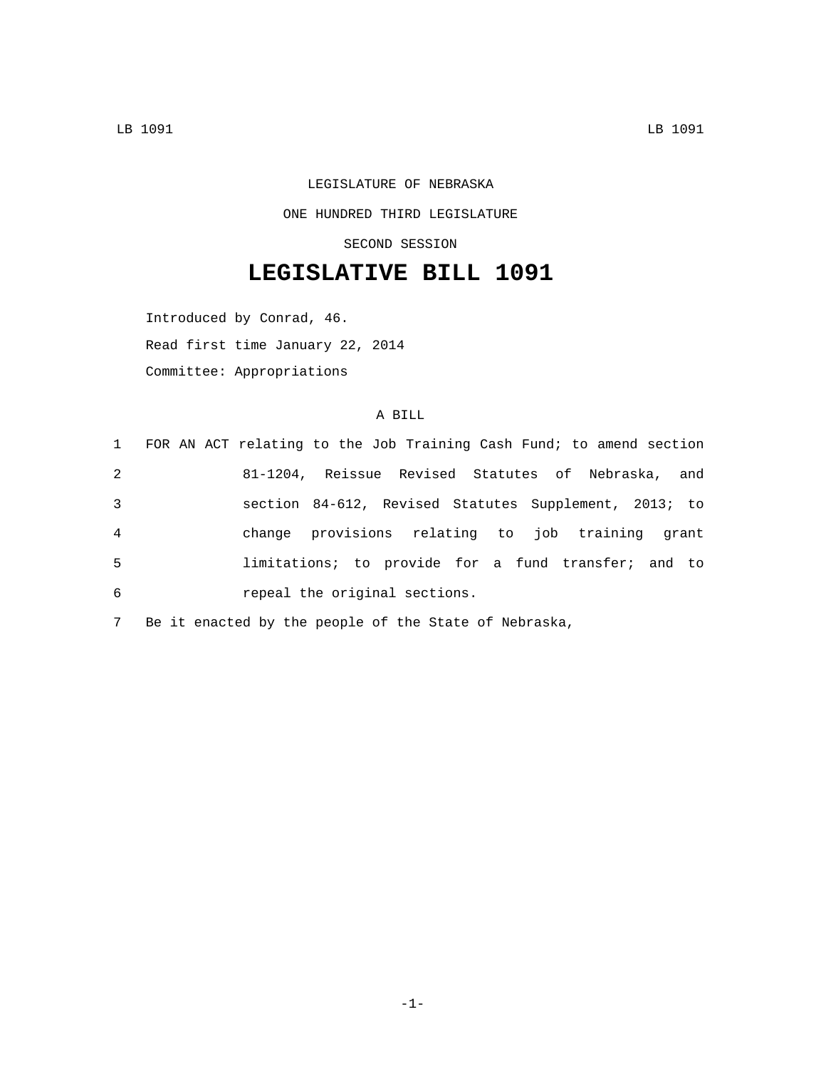LEGISLATURE OF NEBRASKA

ONE HUNDRED THIRD LEGISLATURE

SECOND SESSION

# LEGISLATIVE BILL 1091

Introduced by Conrad, 46.

Read first time January 22, 2014

Committee: Appropriations

A BILL

1 FOR AN ACT relating to the Job Training Cash Fund; to amend section
2 81-1204, Reissue Revised Statutes of Nebraska, and
3 section 84-612, Revised Statutes Supplement, 2013; to
4 change provisions relating to job training grant
5 limitations; to provide for a fund transfer; and to
6 repeal the original sections.
7 Be it enacted by the people of the State of Nebraska,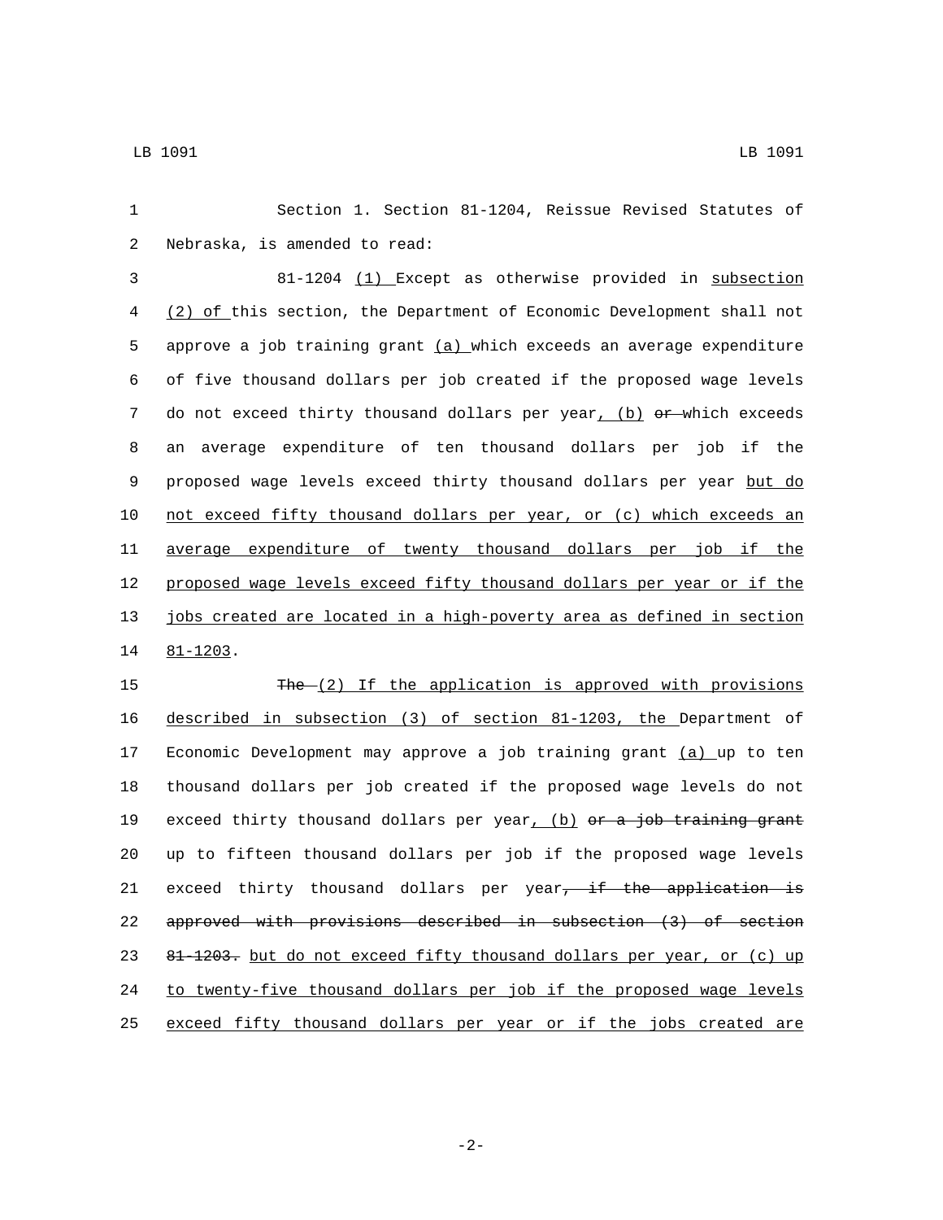Section 1. Section 81-1204, Reissue Revised Statutes of Nebraska, is amended to read:

81-1204 (1) Except as otherwise provided in subsection (2) of this section, the Department of Economic Development shall not approve a job training grant (a) which exceeds an average expenditure of five thousand dollars per job created if the proposed wage levels do not exceed thirty thousand dollars per year, (b) ~~or~~ which exceeds an average expenditure of ten thousand dollars per job if the proposed wage levels exceed thirty thousand dollars per year but do not exceed fifty thousand dollars per year, or (c) which exceeds an average expenditure of twenty thousand dollars per job if the proposed wage levels exceed fifty thousand dollars per year or if the jobs created are located in a high-poverty area as defined in section 81-1203.

~~The~~ (2) If the application is approved with provisions described in subsection (3) of section 81-1203, the Department of Economic Development may approve a job training grant (a) up to ten thousand dollars per job created if the proposed wage levels do not exceed thirty thousand dollars per year, (b) ~~or a job training grant~~ up to fifteen thousand dollars per job if the proposed wage levels exceed thirty thousand dollars per year~~, if the application is approved with provisions described in subsection (3) of section 81-1203.~~ but do not exceed fifty thousand dollars per year, or (c) up to twenty-five thousand dollars per job if the proposed wage levels exceed fifty thousand dollars per year or if the jobs created are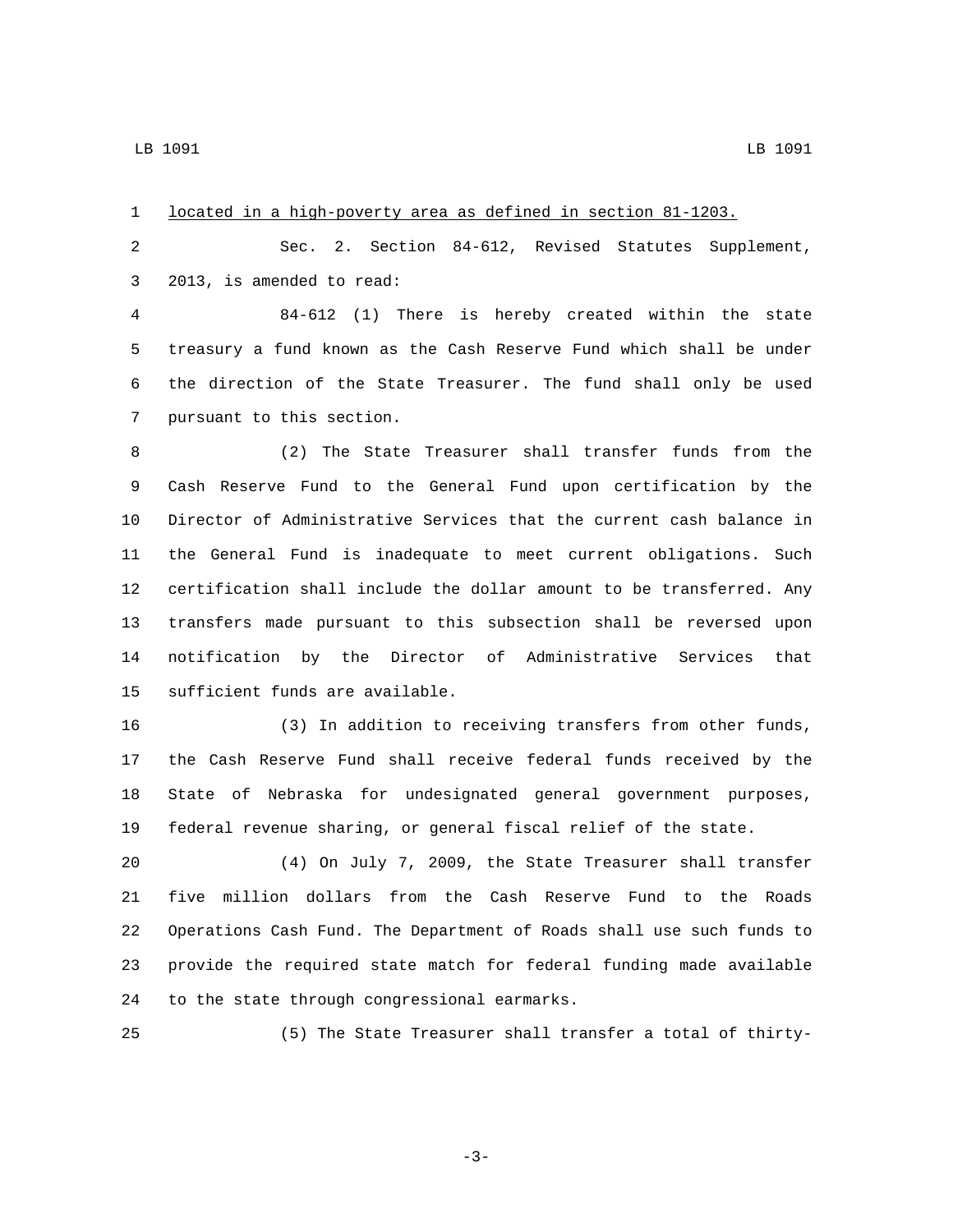located in a high-poverty area as defined in section 81-1203.

Sec. 2. Section 84-612, Revised Statutes Supplement, 2013, is amended to read:

84-612 (1) There is hereby created within the state treasury a fund known as the Cash Reserve Fund which shall be under the direction of the State Treasurer. The fund shall only be used pursuant to this section.

(2) The State Treasurer shall transfer funds from the Cash Reserve Fund to the General Fund upon certification by the Director of Administrative Services that the current cash balance in the General Fund is inadequate to meet current obligations. Such certification shall include the dollar amount to be transferred. Any transfers made pursuant to this subsection shall be reversed upon notification by the Director of Administrative Services that sufficient funds are available.

(3) In addition to receiving transfers from other funds, the Cash Reserve Fund shall receive federal funds received by the State of Nebraska for undesignated general government purposes, federal revenue sharing, or general fiscal relief of the state.

(4) On July 7, 2009, the State Treasurer shall transfer five million dollars from the Cash Reserve Fund to the Roads Operations Cash Fund. The Department of Roads shall use such funds to provide the required state match for federal funding made available to the state through congressional earmarks.

(5) The State Treasurer shall transfer a total of thirty-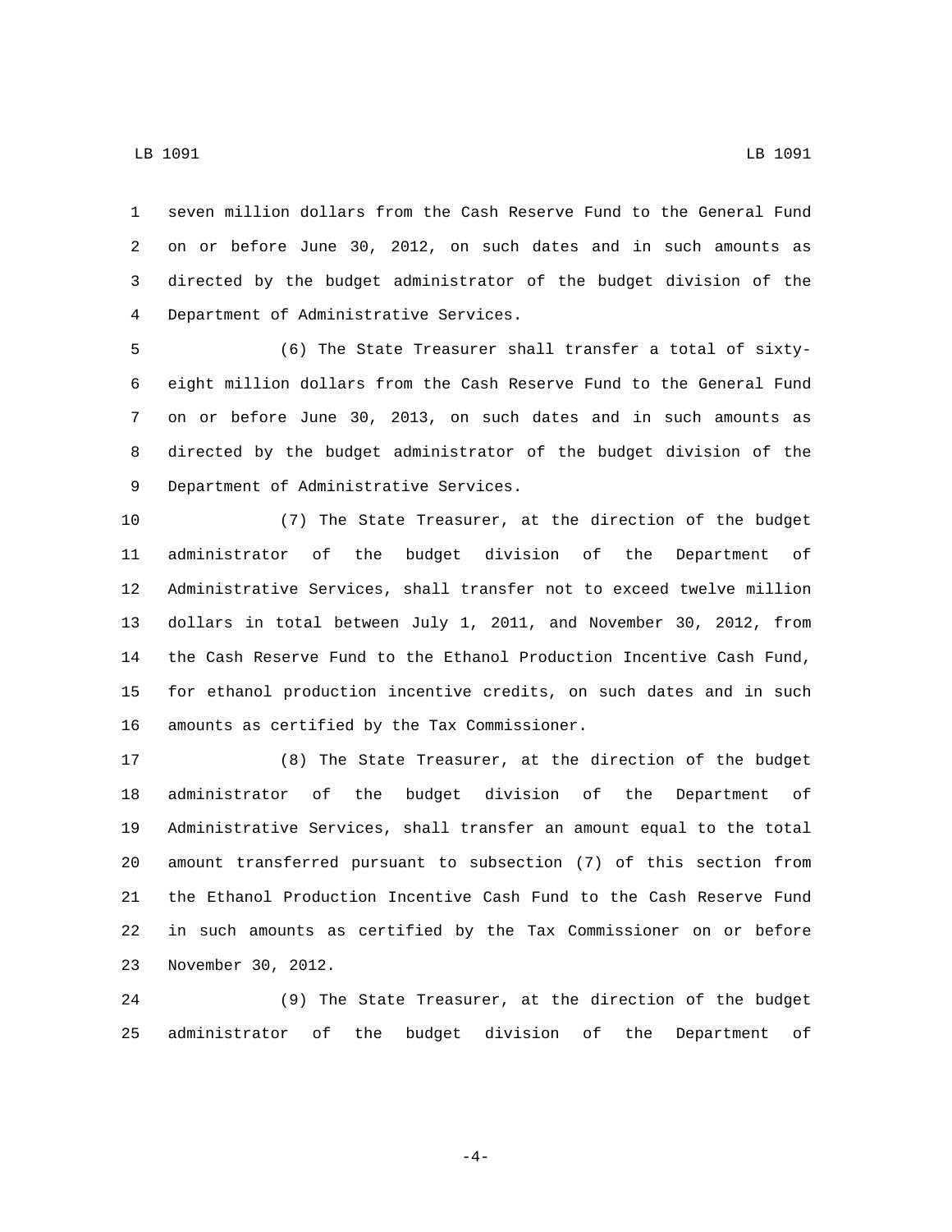seven million dollars from the Cash Reserve Fund to the General Fund on or before June 30, 2012, on such dates and in such amounts as directed by the budget administrator of the budget division of the Department of Administrative Services.

(6) The State Treasurer shall transfer a total of sixty-eight million dollars from the Cash Reserve Fund to the General Fund on or before June 30, 2013, on such dates and in such amounts as directed by the budget administrator of the budget division of the Department of Administrative Services.

(7) The State Treasurer, at the direction of the budget administrator of the budget division of the Department of Administrative Services, shall transfer not to exceed twelve million dollars in total between July 1, 2011, and November 30, 2012, from the Cash Reserve Fund to the Ethanol Production Incentive Cash Fund, for ethanol production incentive credits, on such dates and in such amounts as certified by the Tax Commissioner.

(8) The State Treasurer, at the direction of the budget administrator of the budget division of the Department of Administrative Services, shall transfer an amount equal to the total amount transferred pursuant to subsection (7) of this section from the Ethanol Production Incentive Cash Fund to the Cash Reserve Fund in such amounts as certified by the Tax Commissioner on or before November 30, 2012.

(9) The State Treasurer, at the direction of the budget administrator of the budget division of the Department of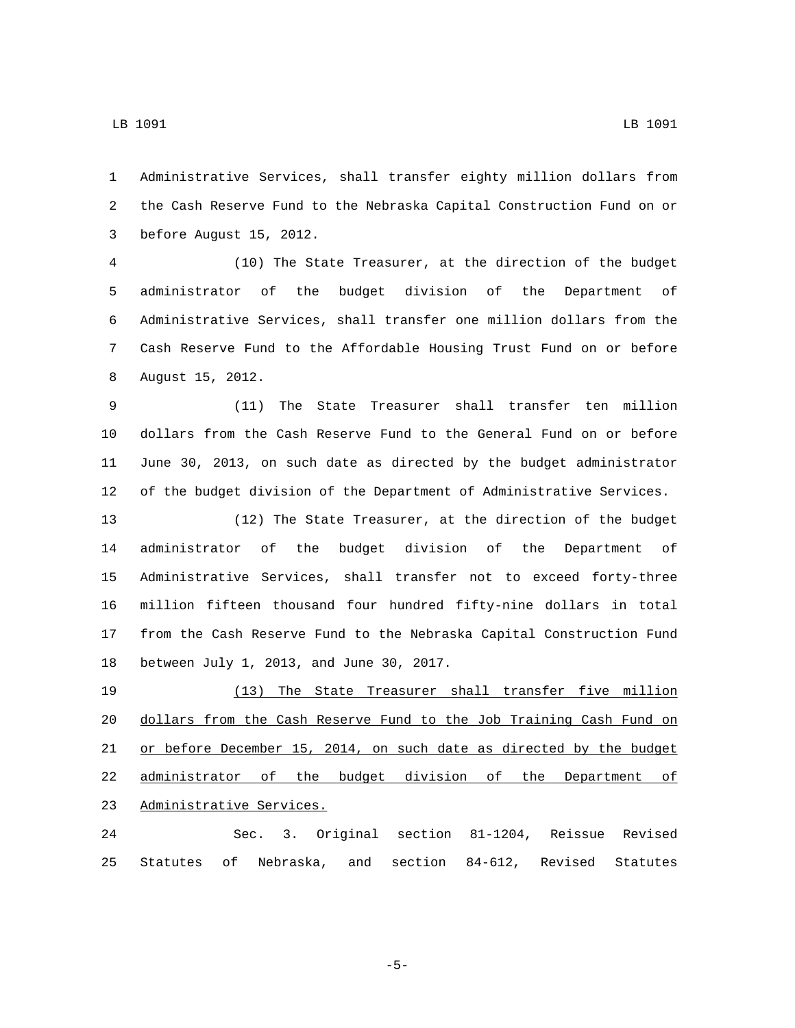Administrative Services, shall transfer eighty million dollars from the Cash Reserve Fund to the Nebraska Capital Construction Fund on or before August 15, 2012.

(10) The State Treasurer, at the direction of the budget administrator of the budget division of the Department of Administrative Services, shall transfer one million dollars from the Cash Reserve Fund to the Affordable Housing Trust Fund on or before August 15, 2012.

(11) The State Treasurer shall transfer ten million dollars from the Cash Reserve Fund to the General Fund on or before June 30, 2013, on such date as directed by the budget administrator of the budget division of the Department of Administrative Services.

(12) The State Treasurer, at the direction of the budget administrator of the budget division of the Department of Administrative Services, shall transfer not to exceed forty-three million fifteen thousand four hundred fifty-nine dollars in total from the Cash Reserve Fund to the Nebraska Capital Construction Fund between July 1, 2013, and June 30, 2017.

(13) The State Treasurer shall transfer five million dollars from the Cash Reserve Fund to the Job Training Cash Fund on or before December 15, 2014, on such date as directed by the budget administrator of the budget division of the Department of Administrative Services.

Sec. 3. Original section 81-1204, Reissue Revised Statutes of Nebraska, and section 84-612, Revised Statutes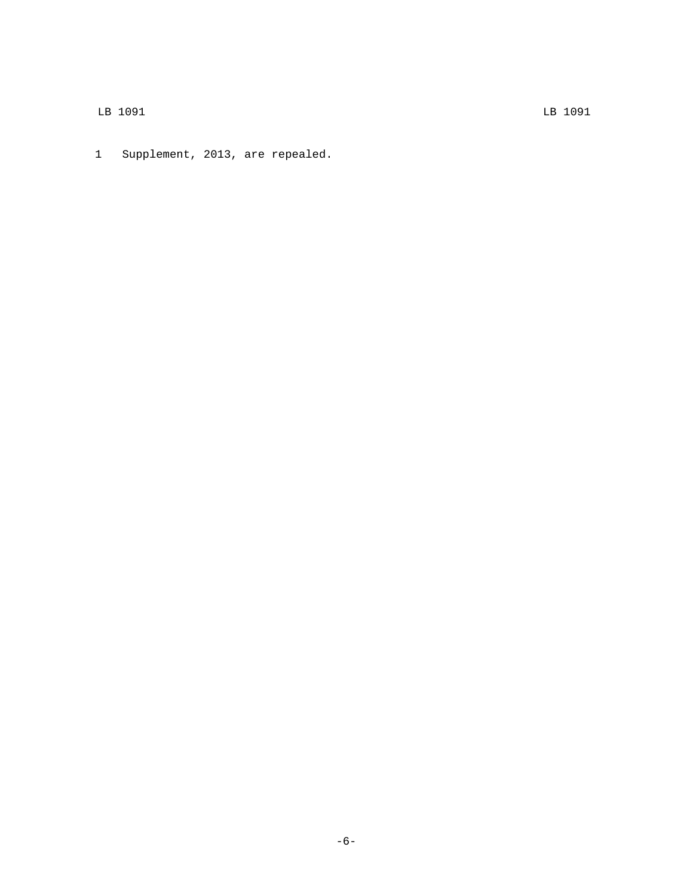Supplement, 2013, are repealed.